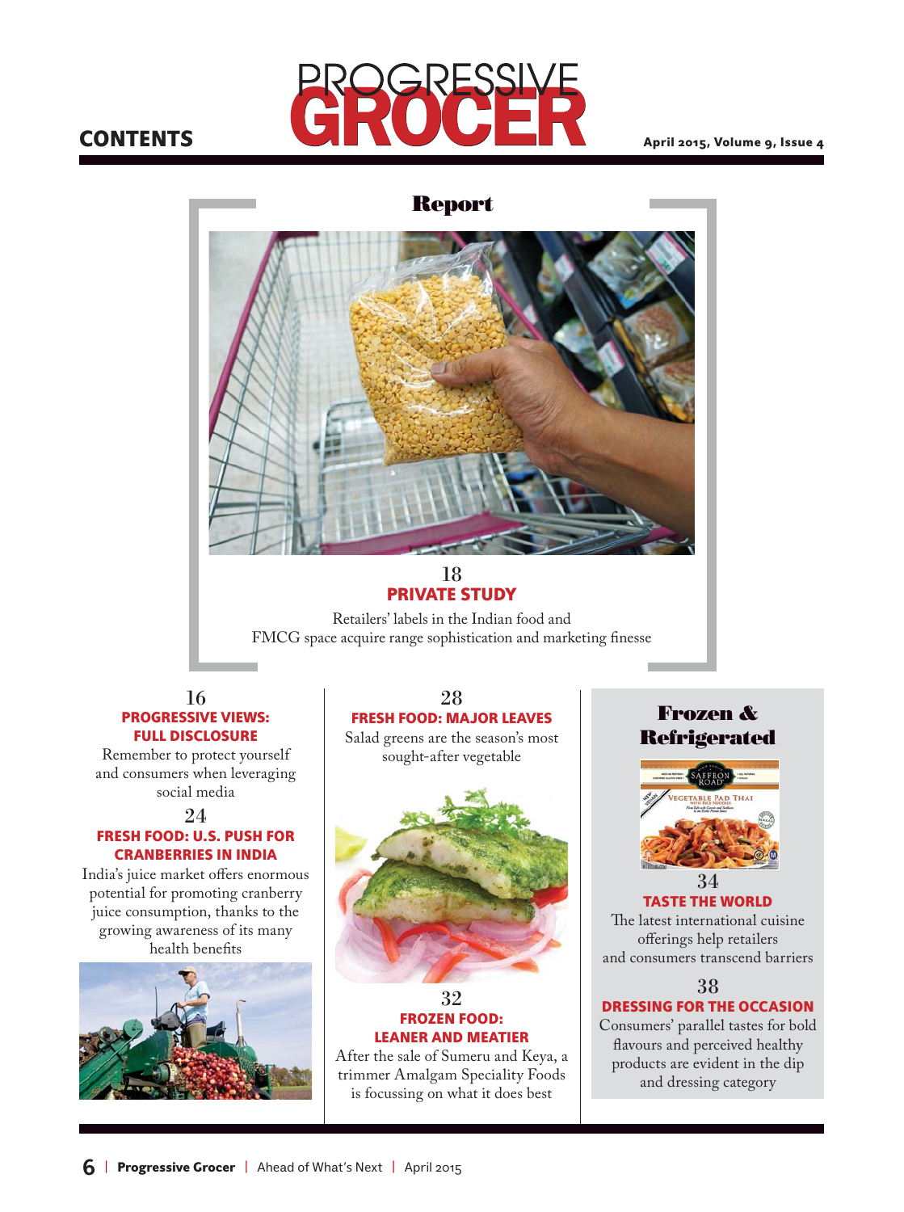# CONTENTS

## Report

### 18
### PRIVATE STUDY

Retailers' labels in the Indian food and FMCG space acquire range sophistication and marketing finesse

### 16
### PROGRESSIVE VIEWS: FULL DISCLOSURE

Remember to protect yourself and consumers when leveraging social media

### 24
### FRESH FOOD: U.S. PUSH FOR CRANBERRIES IN INDIA

India's juice market offers enormous potential for promoting cranberry juice consumption, thanks to the growing awareness of its many health benefits

### 28
### FRESH FOOD: MAJOR LEAVES

Salad greens are the season's most sought-after vegetable

### 32
### FROZEN FOOD: LEANER AND MEATIER

After the sale of Sumeru and Keya, a trimmer Amalgam Speciality Foods is focussing on what it does best

## Frozen & Refrigerated

### 34
### TASTE THE WORLD

The latest international cuisine offerings help retailers and consumers transcend barriers

### 38
### DRESSING FOR THE OCCASION

Consumers' parallel tastes for bold flavours and perceived healthy products are evident in the dip and dressing category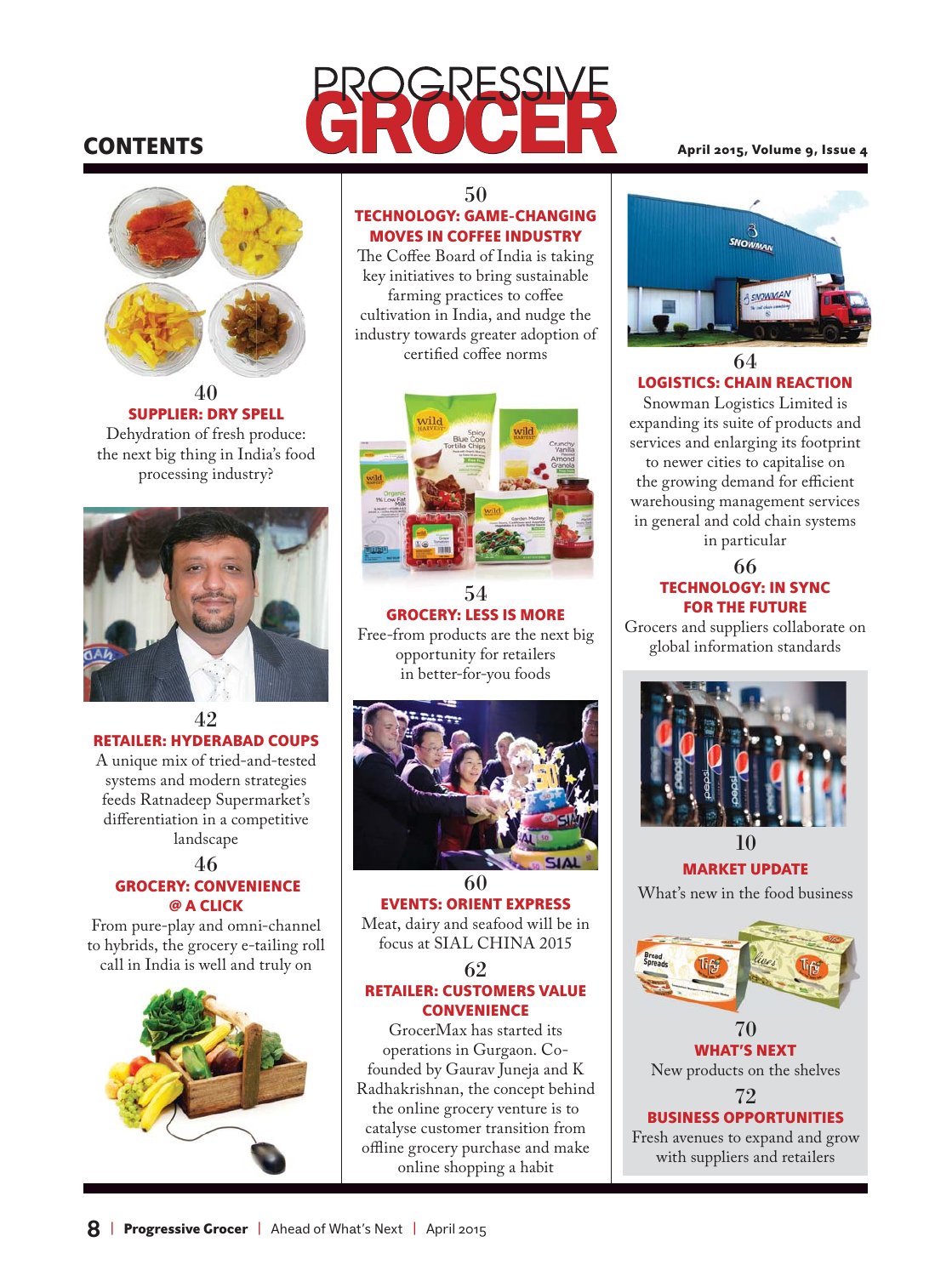# CONTENTS

**PROGRESSIVE GROCER**

April 2015, Volume 9, Issue 4

**40**

### SUPPLIER: DRY SPELL

Dehydration of fresh produce: the next big thing in India's food processing industry?

**42**

### RETAILER: HYDERABAD COUPS

A unique mix of tried-and-tested systems and modern strategies feeds Ratnadeep Supermarket's differentiation in a competitive landscape

**46**

### GROCERY: CONVENIENCE @ A CLICK

From pure-play and omni-channel to hybrids, the grocery e-tailing roll call in India is well and truly on

**50**

### TECHNOLOGY: GAME-CHANGING MOVES IN COFFEE INDUSTRY

The Coffee Board of India is taking key initiatives to bring sustainable farming practices to coffee cultivation in India, and nudge the industry towards greater adoption of certified coffee norms

**54**

### GROCERY: LESS IS MORE

Free-from products are the next big opportunity for retailers in better-for-you foods

**60**

### EVENTS: ORIENT EXPRESS

Meat, dairy and seafood will be in focus at SIAL CHINA 2015

**62**

### RETAILER: CUSTOMERS VALUE CONVENIENCE

GrocerMax has started its operations in Gurgaon. Co-founded by Gaurav Juneja and K Radhakrishnan, the concept behind the online grocery venture is to catalyse customer transition from offline grocery purchase and make online shopping a habit

**64**

### LOGISTICS: CHAIN REACTION

Snowman Logistics Limited is expanding its suite of products and services and enlarging its footprint to newer cities to capitalise on the growing demand for efficient warehousing management services in general and cold chain systems in particular

**66**

### TECHNOLOGY: IN SYNC FOR THE FUTURE

Grocers and suppliers collaborate on global information standards

**10**

### MARKET UPDATE

What's new in the food business

**70**

### WHAT'S NEXT

New products on the shelves

**72**

### BUSINESS OPPORTUNITIES

Fresh avenues to expand and grow with suppliers and retailers